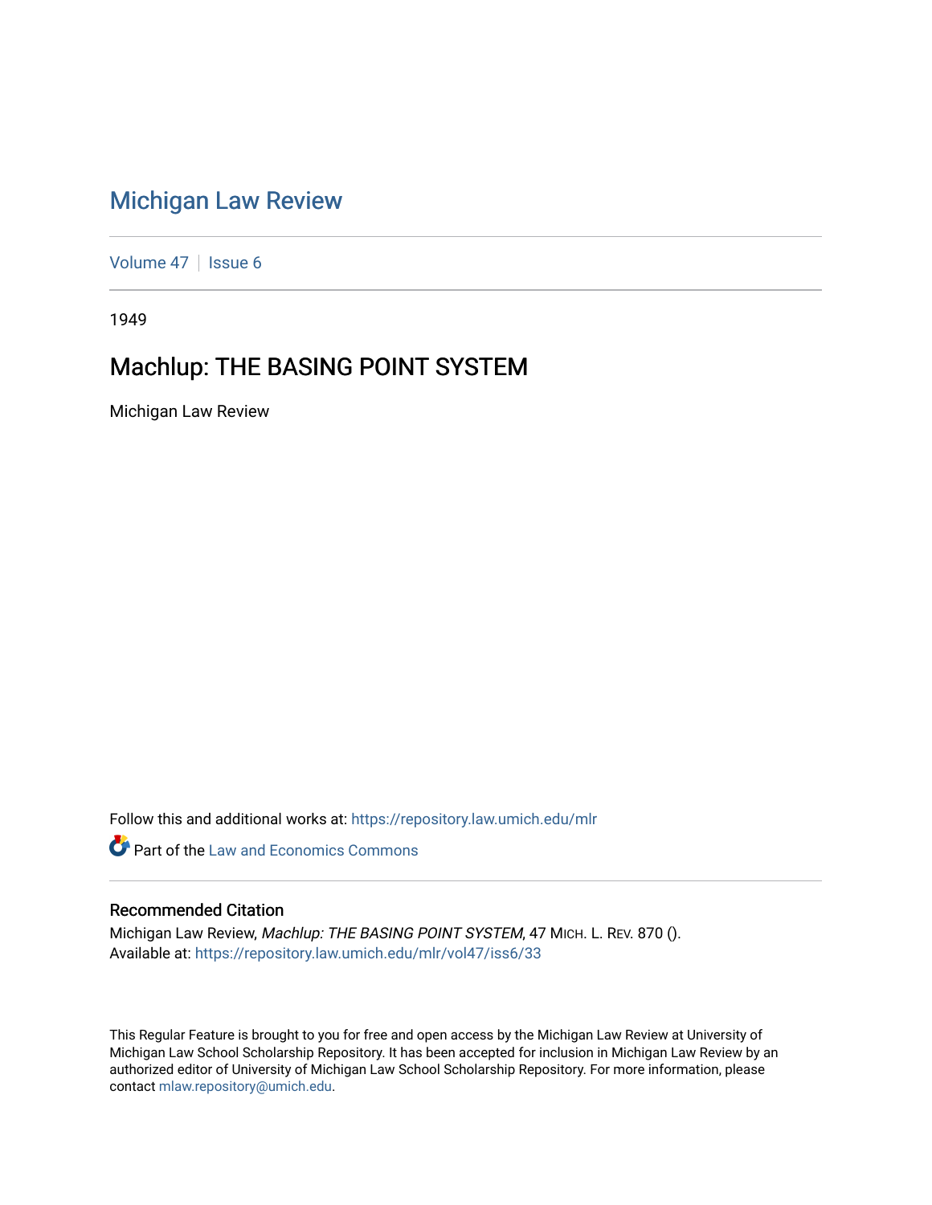# Michigan Law Review

Volume 47 | Issue 6

1949

## Machlup: THE BASING POINT SYSTEM

Michigan Law Review

Follow this and additional works at: https://repository.law.umich.edu/mlr

Part of the Law and Economics Commons

### Recommended Citation

Michigan Law Review, *Machlup: THE BASING POINT SYSTEM*, 47 MICH. L. REV. 870 ().
Available at: https://repository.law.umich.edu/mlr/vol47/iss6/33

This Regular Feature is brought to you for free and open access by the Michigan Law Review at University of Michigan Law School Scholarship Repository. It has been accepted for inclusion in Michigan Law Review by an authorized editor of University of Michigan Law School Scholarship Repository. For more information, please contact mlaw.repository@umich.edu.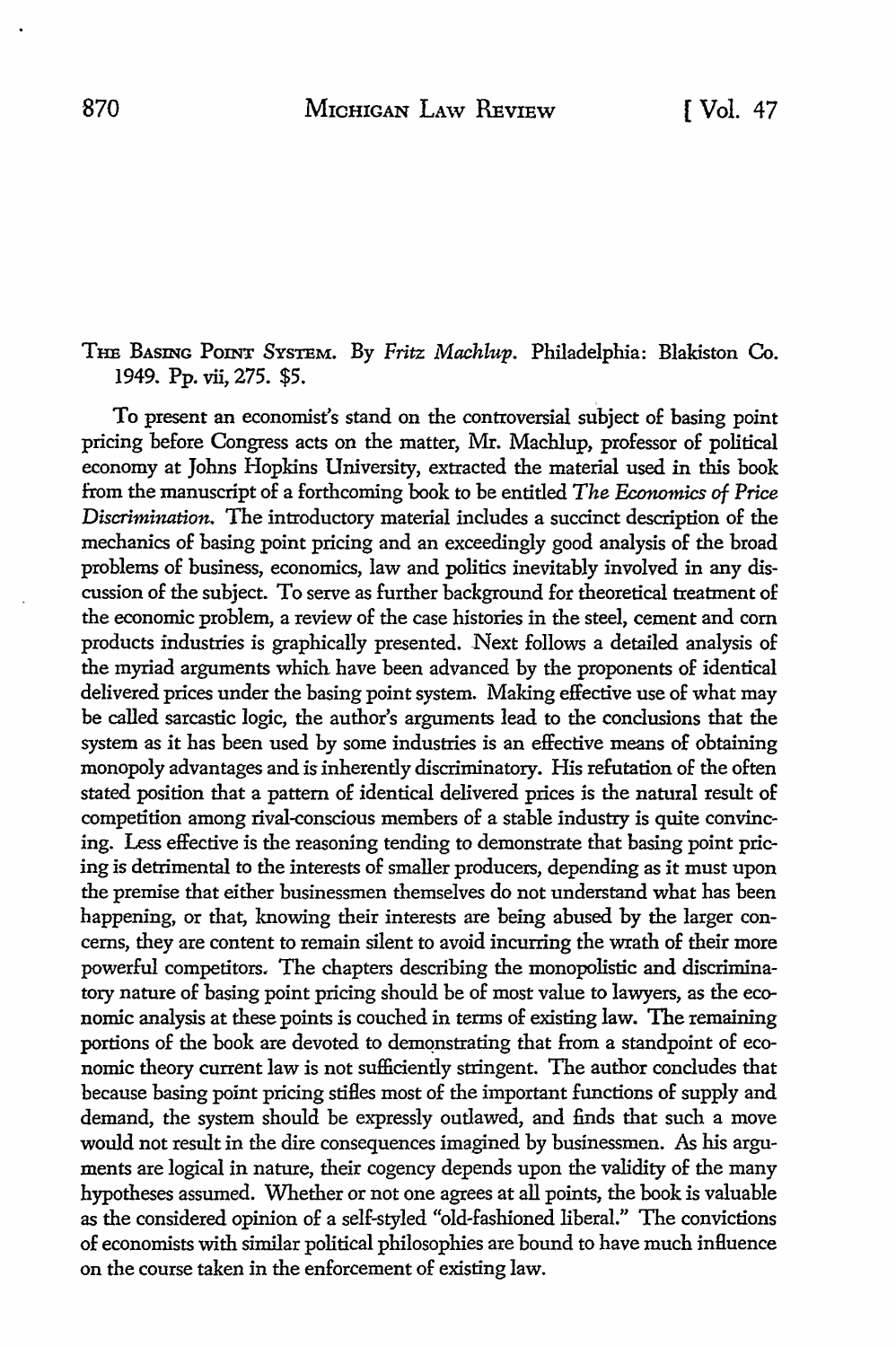THE BASING POINT SYSTEM. By *Fritz Machlup*. Philadelphia: Blakiston Co. 1949. Pp. vii, 275. $5.

To present an economist's stand on the controversial subject of basing point pricing before Congress acts on the matter, Mr. Machlup, professor of political economy at Johns Hopkins University, extracted the material used in this book from the manuscript of a forthcoming book to be entitled *The Economics of Price Discrimination*. The introductory material includes a succinct description of the mechanics of basing point pricing and an exceedingly good analysis of the broad problems of business, economics, law and politics inevitably involved in any discussion of the subject. To serve as further background for theoretical treatment of the economic problem, a review of the case histories in the steel, cement and corn products industries is graphically presented. Next follows a detailed analysis of the myriad arguments which have been advanced by the proponents of identical delivered prices under the basing point system. Making effective use of what may be called sarcastic logic, the author's arguments lead to the conclusions that the system as it has been used by some industries is an effective means of obtaining monopoly advantages and is inherently discriminatory. His refutation of the often stated position that a pattern of identical delivered prices is the natural result of competition among rival-conscious members of a stable industry is quite convincing. Less effective is the reasoning tending to demonstrate that basing point pricing is detrimental to the interests of smaller producers, depending as it must upon the premise that either businessmen themselves do not understand what has been happening, or that, knowing their interests are being abused by the larger concerns, they are content to remain silent to avoid incurring the wrath of their more powerful competitors. The chapters describing the monopolistic and discriminatory nature of basing point pricing should be of most value to lawyers, as the economic analysis at these points is couched in terms of existing law. The remaining portions of the book are devoted to demonstrating that from a standpoint of economic theory current law is not sufficiently stringent. The author concludes that because basing point pricing stifles most of the important functions of supply and demand, the system should be expressly outlawed, and finds that such a move would not result in the dire consequences imagined by businessmen. As his arguments are logical in nature, their cogency depends upon the validity of the many hypotheses assumed. Whether or not one agrees at all points, the book is valuable as the considered opinion of a self-styled "old-fashioned liberal." The convictions of economists with similar political philosophies are bound to have much influence on the course taken in the enforcement of existing law.